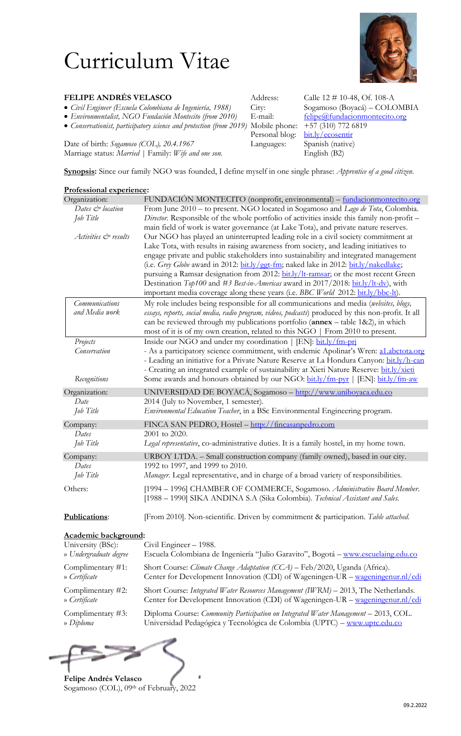# Curriculum Vitae

**FELIPE ANDRÉS VELASCO**

- *Civil Engineer (Escuela Colombiana de Ingeniería, 1988)*
- *Environmentalist, NGO Fundación Montecito (from 2010)*
- *Conservationist, participatory science and protection (from 2019)*

Date of birth: *Sogamoso (COL), 20.4.1967*
Marriage status: *Married* | Family: *Wife and one son.*

| | |
|---|---|
| Address: | Calle 12 # 10-48, Of. 108-A |
| City: | Sogamoso (Boyacá) – COLOMBIA |
| E-mail: | felipe@fundacionmontecito.org |
| Mobile phone: | +57 (310) 772 6819 |
| Personal blog: | bit.ly/ecosentir |
| Languages: | Spanish (native) |
| | English (B2) |

**Synopsis:** Since our family NGO was founded, I define myself in one single phrase: *Apprentice of a good citizen*.

## Professional experience:

| | |
|---|---|
| Organization: | FUNDACIÓN MONTECITO (nonprofit, environmental) – fundacionmontecito.org |
| *Dates & location* | From June 2010 – to present. NGO located in Sogamoso and *Lago de Tota*, Colombia. |
| *Job Title* | *Director*. Responsible of the whole portfolio of activities inside this family non-profit – main field of work is water governance (at Lake Tota), and private nature reserves. |
| *Activities & results* | Our NGO has played an uninterrupted leading role in a civil society commitment at Lake Tota, with results in raising awareness from society, and leading initiatives to engage private and public stakeholders into sustainability and integrated management (i.e. *Grey Globe* award in 2012: bit.ly/ggt-fm; naked lake in 2012: bit.ly/nakedlake; pursuing a Ramsar designation from 2012: bit.ly/lt-ramsar; or the most recent Green Destination *Top100* and *#3 Best-in-Americas* award in 2017/2018: bit.ly/lt-dv), with important media coverage along these years (i.e. *BBC World* 2012: bit.ly/bbc-lt). |
| *Communications and Media work* | My role includes being responsible for all communications and media (*websites, blogs, essays, reports, social media, radio program, videos, podcasts*) produced by this non-profit. It all can be reviewed through my publications portfolio (**annex** – table 1&2), in which most of it is of my own creation, related to this NGO \| From 2010 to present. |
| *Projects* | Inside our NGO and under my coordination \| [EN]: bit.ly/fm-prj |
| *Conservation* | - As a participatory science commitment, with endemic Apolinar's Wren: a1.abctota.org<br>- Leading an initiative for a Private Nature Reserve at La Hondura Canyon: bit.ly/h-can<br>- Creating an integrated example of sustainability at Xieti Nature Reserve: bit.ly/xieti |
| *Recognitions* | Some awards and honours obtained by our NGO: bit.ly/fm-pyr \| [EN]: bit.ly/fm-aw |
| Organization: | UNIVERSIDAD DE BOYACÁ, Sogamoso – http://www.uniboyaca.edu.co |
| *Date* | 2014 (July to November, 1 semester). |
| *Job Title* | *Environmental Education Teacher*, in a BSc Environmental Engineering program. |
| Company: | FINCA SAN PEDRO, Hostel – http://fincasanpedro.com |
| *Dates* | 2001 to 2020. |
| *Job Title* | *Legal representative*, co-administrative duties. It is a family hostel, in my home town. |
| Company: | URBOY LTDA. – Small construction company (family owned), based in our city. |
| *Dates* | 1992 to 1997, and 1999 to 2010. |
| *Job Title* | *Manager*. Legal representative, and in charge of a broad variety of responsibilities. |
| Others: | [1994 – 1996] CHAMBER OF COMMERCE, Sogamoso. *Administrative Board Member*.<br>[1988 – 1990] SIKA ANDINA S.A (Sika Colombia). *Technical Assistant and Sales.* |

**Publications**: [From 2010]. Non-scientific. Driven by commitment & participation. *Table attached.*

## Academic background:

| | |
|---|---|
| University (BSc):<br>» *Undergraduate degree* | Civil Engineer – 1988.<br>Escuela Colombiana de Ingeniería "Julio Garavito", Bogotá – www.escuelaing.edu.co |
| Complimentary #1:<br>» *Certificate* | Short Course: *Climate Change Adaptation (CCA)* – Feb/2020, Uganda (Africa).<br>Center for Development Innovation (CDI) of Wageningen-UR – wageningenur.nl/cdi |
| Complimentary #2:<br>» *Certificate* | Short Course: *Integrated Water Resources Management (IWRM)* – 2013, The Netherlands.<br>Center for Development Innovation (CDI) of Wageningen-UR – wageningenur.nl/cdi |
| Complimentary #3:<br>» *Diploma* | Diploma Course: *Community Participation on Integrated Water Management* – 2013, COL.<br>Universidad Pedagógica y Tecnológica de Colombia (UPTC) – www.uptc.edu.co |

**Felipe Andrés Velasco**
Sogamoso (COL), 09th of February, 2022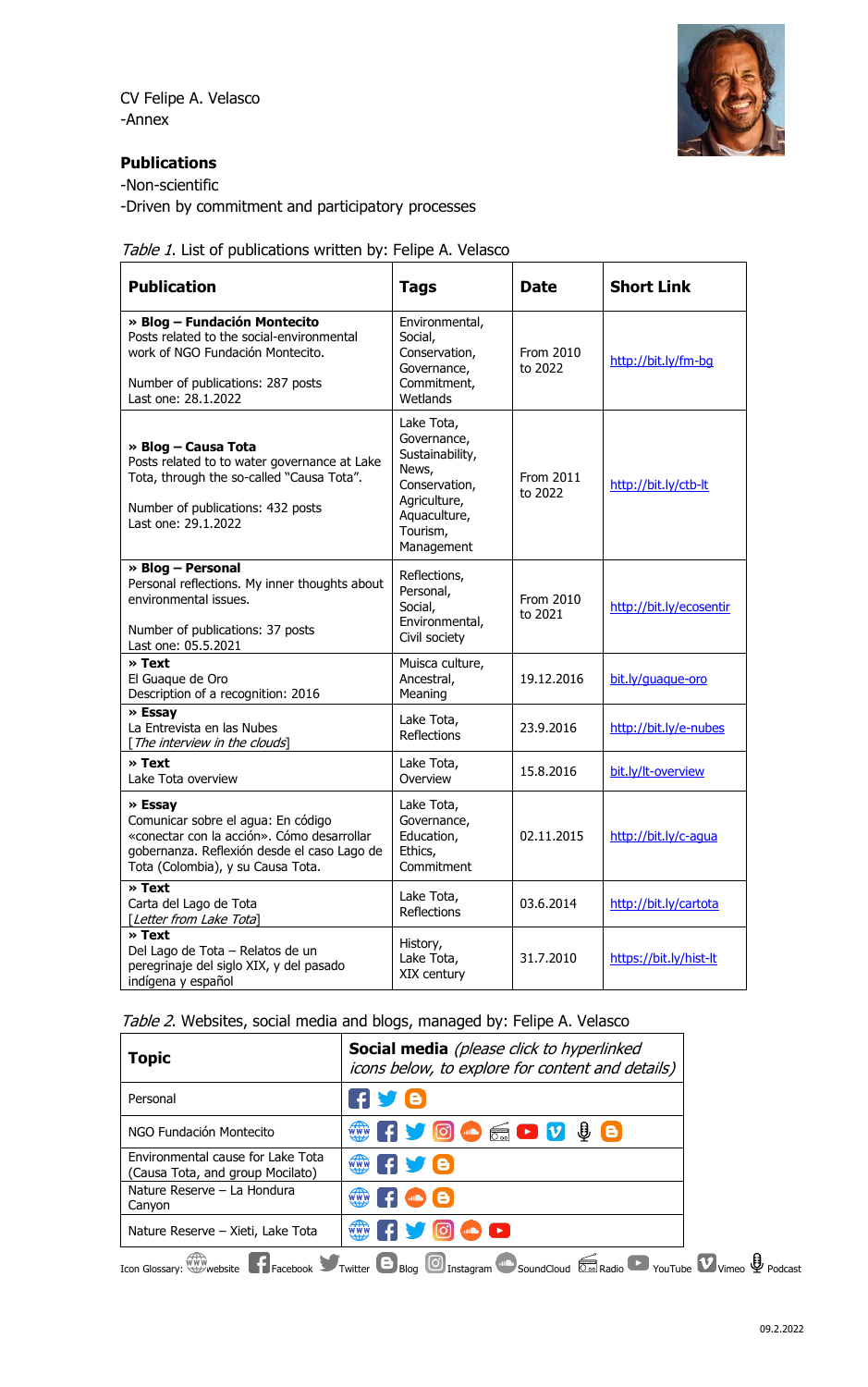CV Felipe A. Velasco
-Annex

### Publications

-Non-scientific
-Driven by commitment and participatory processes

*Table 1.* List of publications written by: Felipe A. Velasco

| Publication | Tags | Date | Short Link |
|---|---|---|---|
| **» Blog – Fundación Montecito**<br>Posts related to the social-environmental work of NGO Fundación Montecito.<br><br>Number of publications: 287 posts<br>Last one: 28.1.2022 | Environmental, Social, Conservation, Governance, Commitment, Wetlands | From 2010 to 2022 | http://bit.ly/fm-bg |
| **» Blog – Causa Tota**<br>Posts related to to water governance at Lake Tota, through the so-called "Causa Tota".<br><br>Number of publications: 432 posts<br>Last one: 29.1.2022 | Lake Tota, Governance, Sustainability, News, Conservation, Agriculture, Aquaculture, Tourism, Management | From 2011 to 2022 | http://bit.ly/ctb-lt |
| **» Blog – Personal**<br>Personal reflections. My inner thoughts about environmental issues.<br><br>Number of publications: 37 posts<br>Last one: 05.5.2021 | Reflections, Personal, Social, Environmental, Civil society | From 2010 to 2021 | http://bit.ly/ecosentir |
| **» Text**<br>El Guaque de Oro<br>Description of a recognition: 2016 | Muisca culture, Ancestral, Meaning | 19.12.2016 | bit.ly/guaque-oro |
| **» Essay**<br>La Entrevista en las Nubes<br>[*The interview in the clouds*] | Lake Tota, Reflections | 23.9.2016 | http://bit.ly/e-nubes |
| **» Text**<br>Lake Tota overview | Lake Tota, Overview | 15.8.2016 | bit.ly/lt-overview |
| **» Essay**<br>Comunicar sobre el agua: En código «conectar con la acción». Cómo desarrollar gobernanza. Reflexión desde el caso Lago de Tota (Colombia), y su Causa Tota. | Lake Tota, Governance, Education, Ethics, Commitment | 02.11.2015 | http://bit.ly/c-agua |
| **» Text**<br>Carta del Lago de Tota<br>[*Letter from Lake Tota*] | Lake Tota, Reflections | 03.6.2014 | http://bit.ly/cartota |
| **» Text**<br>Del Lago de Tota – Relatos de un peregrinaje del siglo XIX, y del pasado indígena y español | History, Lake Tota, XIX century | 31.7.2010 | https://bit.ly/hist-lt |

*Table 2.* Websites, social media and blogs, managed by: Felipe A. Velasco

| Topic | **Social media** *(please click to hyperlinked icons below, to explore for content and details)* |
|---|---|
| Personal | Facebook, Twitter, Blog |
| NGO Fundación Montecito | Website, Facebook, Twitter, Instagram, SoundCloud, Radio, YouTube, Vimeo, Podcast, Blog |
| Environmental cause for Lake Tota (Causa Tota, and group Mocilato) | Website, Facebook, Twitter, Blog |
| Nature Reserve – La Hondura Canyon | Website, Facebook, SoundCloud, Blog |
| Nature Reserve – Xieti, Lake Tota | Website, Facebook, Twitter, Instagram, SoundCloud, YouTube |

Icon Glossary: website, Facebook, Twitter, Blog, Instagram, SoundCloud, Radio, YouTube, Vimeo, Podcast

09.2.2022